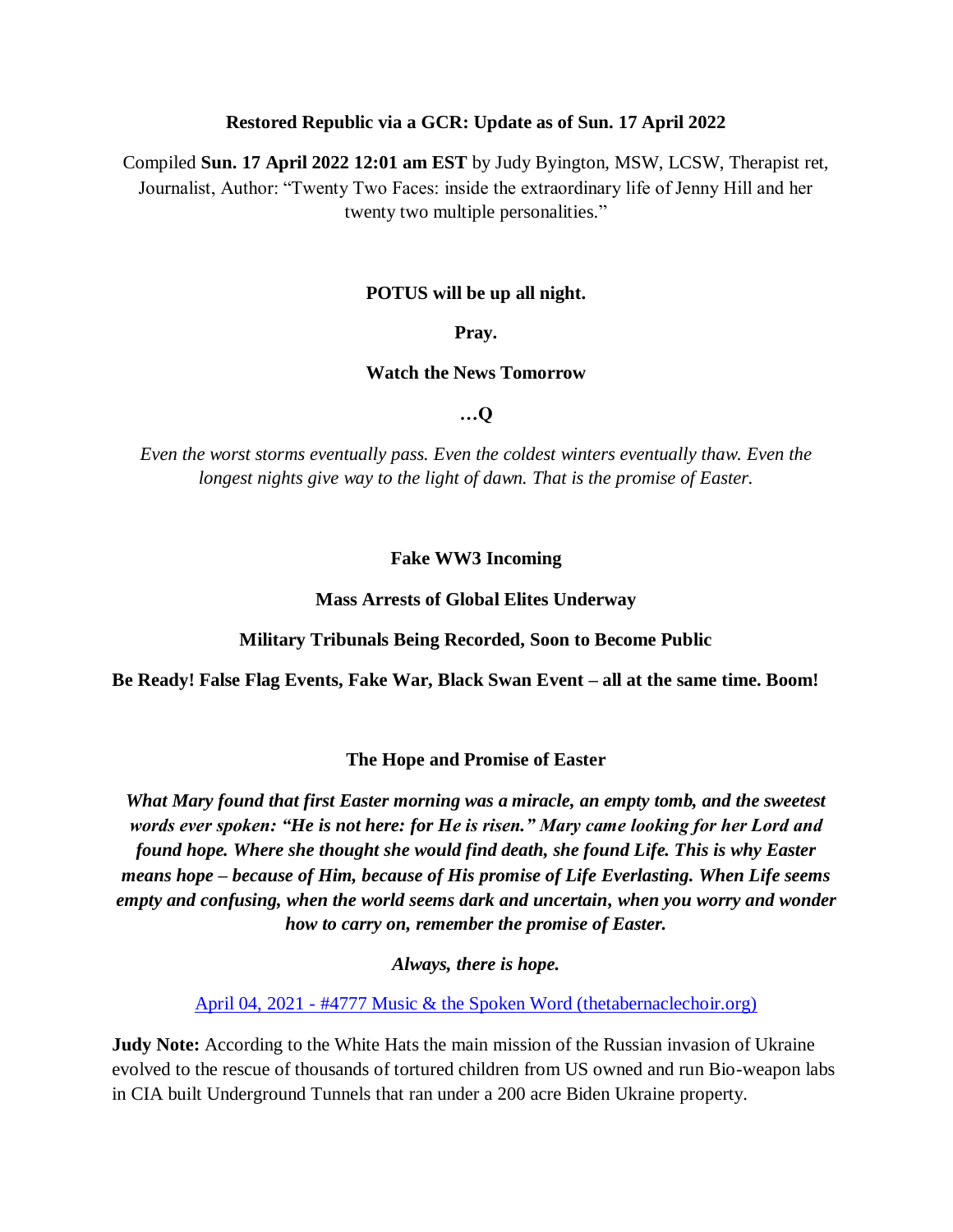**Restored Republic via a GCR: Update as of Sun. 17 April 2022**

Compiled **Sun. 17 April 2022 12:01 am EST** by Judy Byington, MSW, LCSW, Therapist ret, Journalist, Author: "Twenty Two Faces: inside the extraordinary life of Jenny Hill and her twenty two multiple personalities."

**POTUS will be up all night.**

**Pray.**

**Watch the News Tomorrow**

**…Q**

*Even the worst storms eventually pass. Even the coldest winters eventually thaw. Even the longest nights give way to the light of dawn. That is the promise of Easter.*

**Fake WW3 Incoming**

**Mass Arrests of Global Elites Underway**

**Military Tribunals Being Recorded, Soon to Become Public**

**Be Ready! False Flag Events, Fake War, Black Swan Event – all at the same time. Boom!**

**The Hope and Promise of Easter**

***What Mary found that first Easter morning was a miracle, an empty tomb, and the sweetest words ever spoken: "He is not here: for He is risen." Mary came looking for her Lord and found hope. Where she thought she would find death, she found Life. This is why Easter means hope – because of Him, because of His promise of Life Everlasting. When Life seems empty and confusing, when the world seems dark and uncertain, when you worry and wonder how to carry on, remember the promise of Easter.***

***Always, there is hope.***

[April 04, 2021 - #4777 Music & the Spoken Word (thetabernaclechoir.org)]()

**Judy Note:** According to the White Hats the main mission of the Russian invasion of Ukraine evolved to the rescue of thousands of tortured children from US owned and run Bio-weapon labs in CIA built Underground Tunnels that ran under a 200 acre Biden Ukraine property.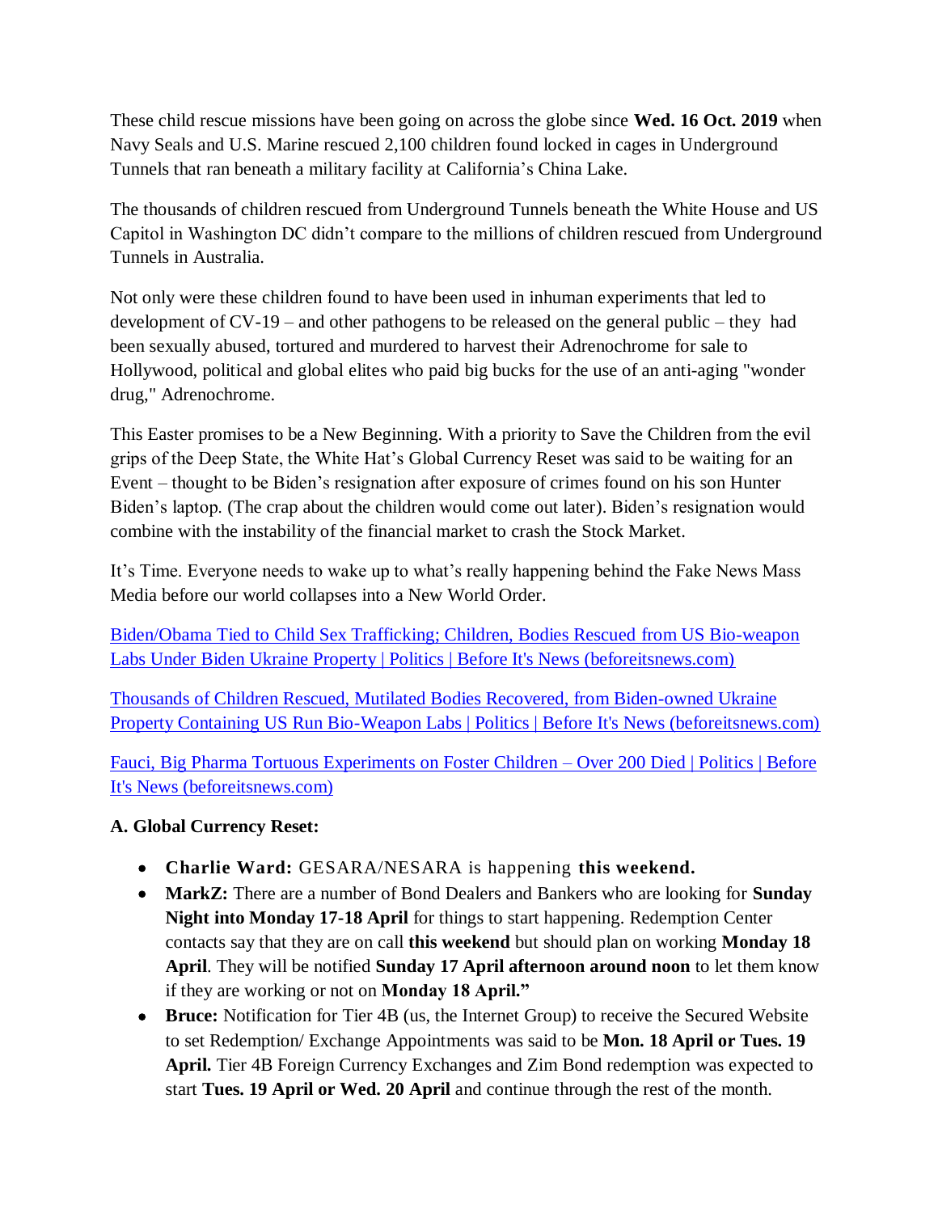These child rescue missions have been going on across the globe since **Wed. 16 Oct. 2019** when Navy Seals and U.S. Marine rescued 2,100 children found locked in cages in Underground Tunnels that ran beneath a military facility at California's China Lake.

The thousands of children rescued from Underground Tunnels beneath the White House and US Capitol in Washington DC didn't compare to the millions of children rescued from Underground Tunnels in Australia.

Not only were these children found to have been used in inhuman experiments that led to development of CV-19 – and other pathogens to be released on the general public – they had been sexually abused, tortured and murdered to harvest their Adrenochrome for sale to Hollywood, political and global elites who paid big bucks for the use of an anti-aging "wonder drug," Adrenochrome.

This Easter promises to be a New Beginning. With a priority to Save the Children from the evil grips of the Deep State, the White Hat's Global Currency Reset was said to be waiting for an Event – thought to be Biden's resignation after exposure of crimes found on his son Hunter Biden's laptop. (The crap about the children would come out later). Biden's resignation would combine with the instability of the financial market to crash the Stock Market.

It's Time. Everyone needs to wake up to what's really happening behind the Fake News Mass Media before our world collapses into a New World Order.

Biden/Obama Tied to Child Sex Trafficking; Children, Bodies Rescued from US Bio-weapon Labs Under Biden Ukraine Property | Politics | Before It's News (beforeitsnews.com)

Thousands of Children Rescued, Mutilated Bodies Recovered, from Biden-owned Ukraine Property Containing US Run Bio-Weapon Labs | Politics | Before It's News (beforeitsnews.com)

Fauci, Big Pharma Tortuous Experiments on Foster Children – Over 200 Died | Politics | Before It's News (beforeitsnews.com)

**A. Global Currency Reset:**

- **Charlie Ward:** GESARA/NESARA is happening **this weekend.**
- **MarkZ:** There are a number of Bond Dealers and Bankers who are looking for **Sunday Night into Monday 17-18 April** for things to start happening. Redemption Center contacts say that they are on call **this weekend** but should plan on working **Monday 18 April**. They will be notified **Sunday 17 April afternoon around noon** to let them know if they are working or not on **Monday 18 April."**
- **Bruce:** Notification for Tier 4B (us, the Internet Group) to receive the Secured Website to set Redemption/ Exchange Appointments was said to be **Mon. 18 April or Tues. 19 April.** Tier 4B Foreign Currency Exchanges and Zim Bond redemption was expected to start **Tues. 19 April or Wed. 20 April** and continue through the rest of the month.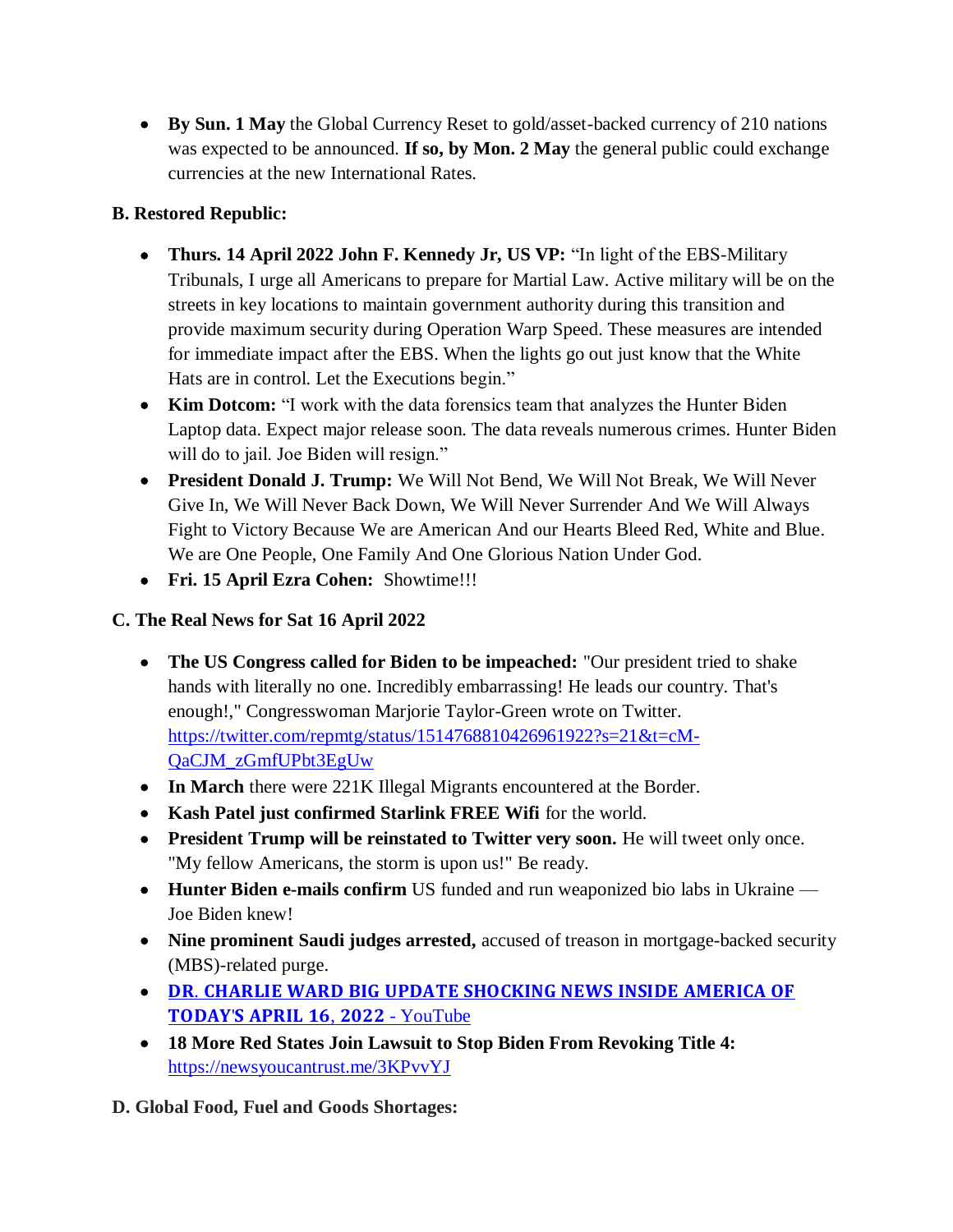- **By Sun. 1 May** the Global Currency Reset to gold/asset-backed currency of 210 nations was expected to be announced. **If so, by Mon. 2 May** the general public could exchange currencies at the new International Rates.

**B. Restored Republic:**

- **Thurs. 14 April 2022 John F. Kennedy Jr, US VP:** "In light of the EBS-Military Tribunals, I urge all Americans to prepare for Martial Law. Active military will be on the streets in key locations to maintain government authority during this transition and provide maximum security during Operation Warp Speed. These measures are intended for immediate impact after the EBS. When the lights go out just know that the White Hats are in control. Let the Executions begin."
- **Kim Dotcom:** "I work with the data forensics team that analyzes the Hunter Biden Laptop data. Expect major release soon. The data reveals numerous crimes. Hunter Biden will do to jail. Joe Biden will resign."
- **President Donald J. Trump:** We Will Not Bend, We Will Not Break, We Will Never Give In, We Will Never Back Down, We Will Never Surrender And We Will Always Fight to Victory Because We are American And our Hearts Bleed Red, White and Blue. We are One People, One Family And One Glorious Nation Under God.
- **Fri. 15 April Ezra Cohen:** Showtime!!!

**C. The Real News for Sat 16 April 2022**

- **The US Congress called for Biden to be impeached:** "Our president tried to shake hands with literally no one. Incredibly embarrassing! He leads our country. That's enough!," Congresswoman Marjorie Taylor-Green wrote on Twitter. [https://twitter.com/repmtg/status/1514768810426961922?s=21&t=cM-QaCJM_zGmfUPbt3EgUw](https://twitter.com/repmtg/status/1514768810426961922?s=21&t=cM-QaCJM_zGmfUPbt3EgUw)
- **In March** there were 221K Illegal Migrants encountered at the Border.
- **Kash Patel just confirmed Starlink FREE Wifi** for the world.
- **President Trump will be reinstated to Twitter very soon.** He will tweet only once. "My fellow Americans, the storm is upon us!" Be ready.
- **Hunter Biden e-mails confirm** US funded and run weaponized bio labs in Ukraine — Joe Biden knew!
- **Nine prominent Saudi judges arrested,** accused of treason in mortgage-backed security (MBS)-related purge.
- [**DR. CHARLIE WARD BIG UPDATE SHOCKING NEWS INSIDE AMERICA OF TODAY'S APRIL 16, 2022** - YouTube]()
- **18 More Red States Join Lawsuit to Stop Biden From Revoking Title 4:** [https://newsyoucantrust.me/3KPvvYJ](https://newsyoucantrust.me/3KPvvYJ)

**D. Global Food, Fuel and Goods Shortages:**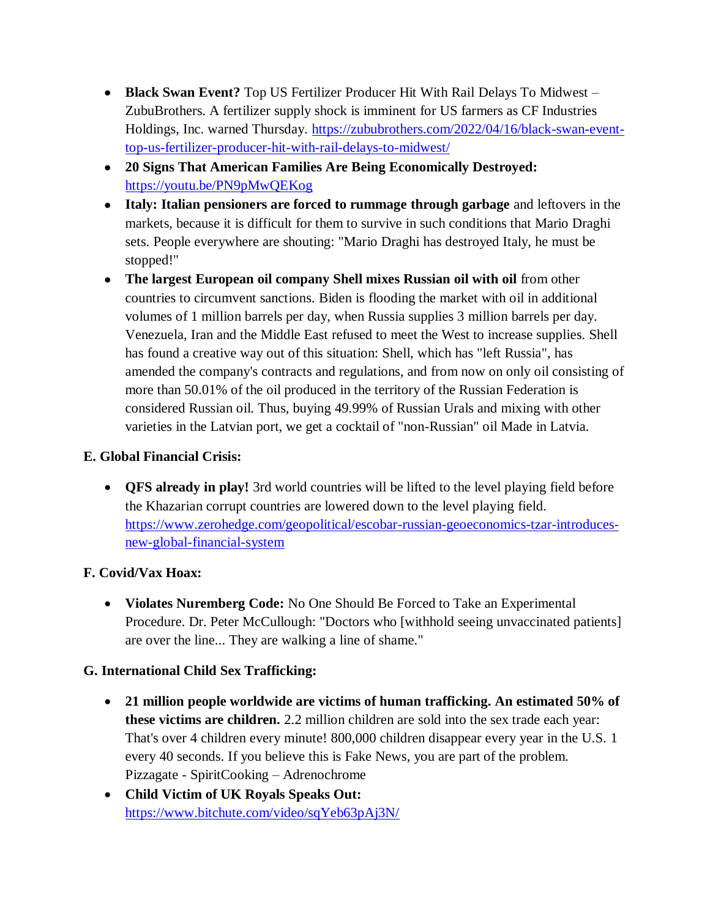- **Black Swan Event?** Top US Fertilizer Producer Hit With Rail Delays To Midwest – ZubuBrothers. A fertilizer supply shock is imminent for US farmers as CF Industries Holdings, Inc. warned Thursday. https://zububrothers.com/2022/04/16/black-swan-event-top-us-fertilizer-producer-hit-with-rail-delays-to-midwest/
- **20 Signs That American Families Are Being Economically Destroyed:** https://youtu.be/PN9pMwQEKog
- **Italy: Italian pensioners are forced to rummage through garbage** and leftovers in the markets, because it is difficult for them to survive in such conditions that Mario Draghi sets. People everywhere are shouting: "Mario Draghi has destroyed Italy, he must be stopped!"
- **The largest European oil company Shell mixes Russian oil with oil** from other countries to circumvent sanctions. Biden is flooding the market with oil in additional volumes of 1 million barrels per day, when Russia supplies 3 million barrels per day. Venezuela, Iran and the Middle East refused to meet the West to increase supplies. Shell has found a creative way out of this situation: Shell, which has "left Russia", has amended the company's contracts and regulations, and from now on only oil consisting of more than 50.01% of the oil produced in the territory of the Russian Federation is considered Russian oil. Thus, buying 49.99% of Russian Urals and mixing with other varieties in the Latvian port, we get a cocktail of "non-Russian" oil Made in Latvia.

**E. Global Financial Crisis:**

- **QFS already in play!** 3rd world countries will be lifted to the level playing field before the Khazarian corrupt countries are lowered down to the level playing field. https://www.zerohedge.com/geopolitical/escobar-russian-geoeconomics-tzar-introduces-new-global-financial-system

**F. Covid/Vax Hoax:**

- **Violates Nuremberg Code:** No One Should Be Forced to Take an Experimental Procedure. Dr. Peter McCullough: "Doctors who [withhold seeing unvaccinated patients] are over the line... They are walking a line of shame."

**G. International Child Sex Trafficking:**

- **21 million people worldwide are victims of human trafficking. An estimated 50% of these victims are children.** 2.2 million children are sold into the sex trade each year: That's over 4 children every minute! 800,000 children disappear every year in the U.S. 1 every 40 seconds. If you believe this is Fake News, you are part of the problem. Pizzagate - SpiritCooking – Adrenochrome
- **Child Victim of UK Royals Speaks Out:** https://www.bitchute.com/video/sqYeb63pAj3N/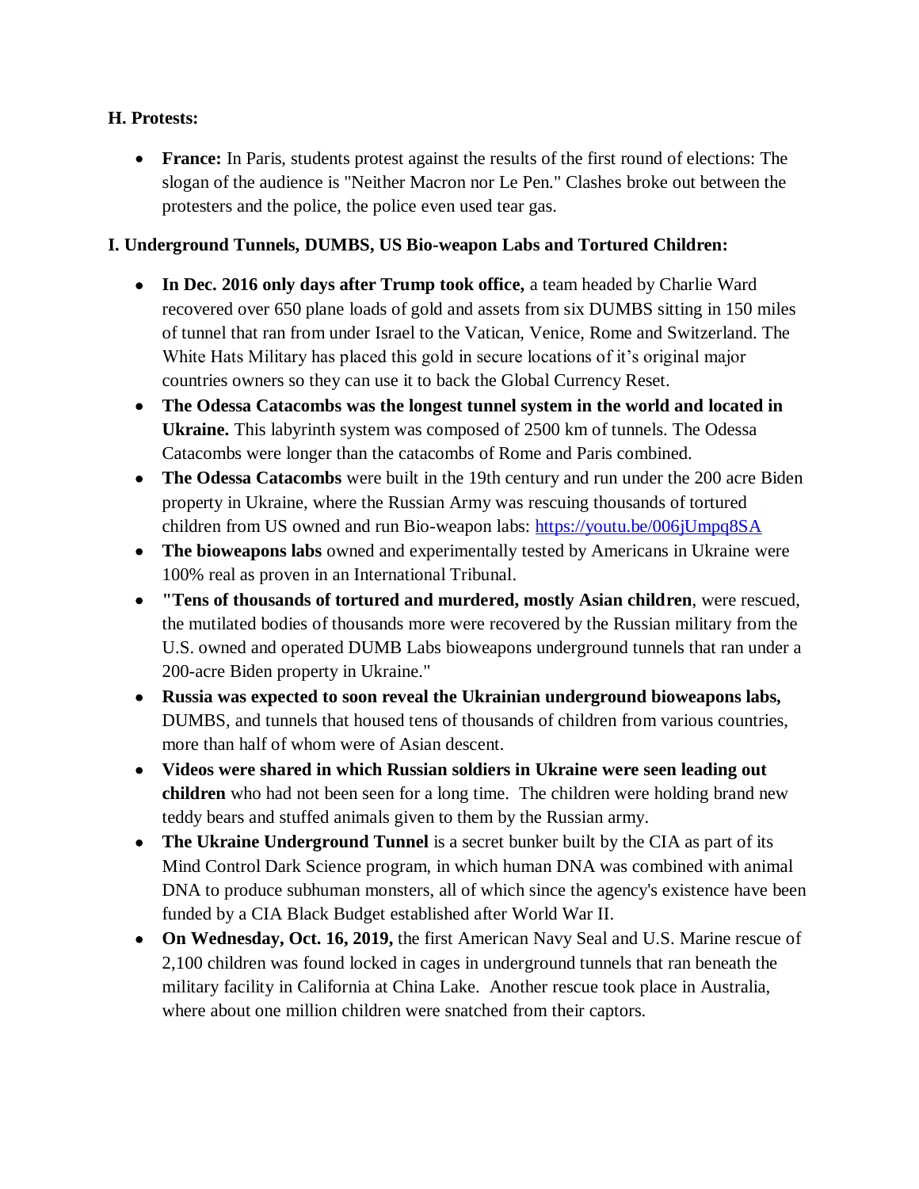**H. Protests:**

- **France:** In Paris, students protest against the results of the first round of elections: The slogan of the audience is "Neither Macron nor Le Pen." Clashes broke out between the protesters and the police, the police even used tear gas.

**I. Underground Tunnels, DUMBS, US Bio-weapon Labs and Tortured Children:**

- **In Dec. 2016 only days after Trump took office,** a team headed by Charlie Ward recovered over 650 plane loads of gold and assets from six DUMBS sitting in 150 miles of tunnel that ran from under Israel to the Vatican, Venice, Rome and Switzerland. The White Hats Military has placed this gold in secure locations of it's original major countries owners so they can use it to back the Global Currency Reset.
- **The Odessa Catacombs was the longest tunnel system in the world and located in Ukraine.** This labyrinth system was composed of 2500 km of tunnels. The Odessa Catacombs were longer than the catacombs of Rome and Paris combined.
- **The Odessa Catacombs** were built in the 19th century and run under the 200 acre Biden property in Ukraine, where the Russian Army was rescuing thousands of tortured children from US owned and run Bio-weapon labs: [https://youtu.be/006jUmpq8SA](https://youtu.be/006jUmpq8SA)
- **The bioweapons labs** owned and experimentally tested by Americans in Ukraine were 100% real as proven in an International Tribunal.
- **"Tens of thousands of tortured and murdered, mostly Asian children**, were rescued, the mutilated bodies of thousands more were recovered by the Russian military from the U.S. owned and operated DUMB Labs bioweapons underground tunnels that ran under a 200-acre Biden property in Ukraine."
- **Russia was expected to soon reveal the Ukrainian underground bioweapons labs,** DUMBS, and tunnels that housed tens of thousands of children from various countries, more than half of whom were of Asian descent.
- **Videos were shared in which Russian soldiers in Ukraine were seen leading out children** who had not been seen for a long time. The children were holding brand new teddy bears and stuffed animals given to them by the Russian army.
- **The Ukraine Underground Tunnel** is a secret bunker built by the CIA as part of its Mind Control Dark Science program, in which human DNA was combined with animal DNA to produce subhuman monsters, all of which since the agency's existence have been funded by a CIA Black Budget established after World War II.
- **On Wednesday, Oct. 16, 2019,** the first American Navy Seal and U.S. Marine rescue of 2,100 children was found locked in cages in underground tunnels that ran beneath the military facility in California at China Lake. Another rescue took place in Australia, where about one million children were snatched from their captors.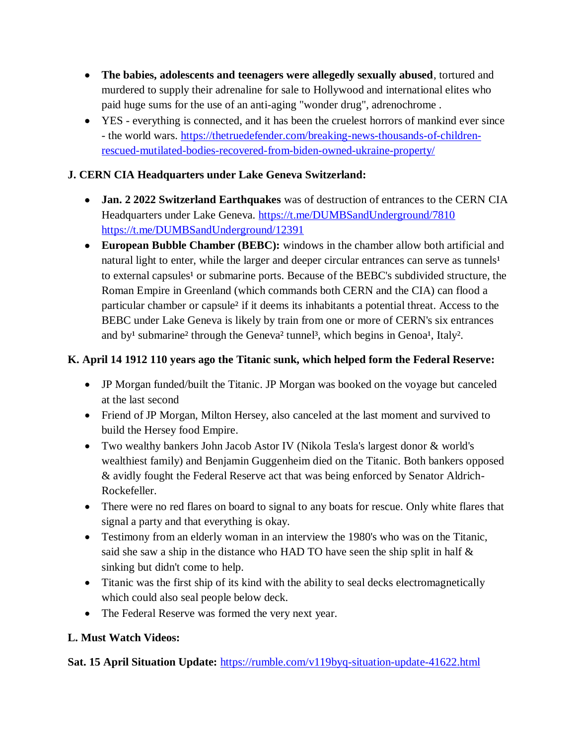- **The babies, adolescents and teenagers were allegedly sexually abused**, tortured and murdered to supply their adrenaline for sale to Hollywood and international elites who paid huge sums for the use of an anti-aging "wonder drug", adrenochrome .
- YES - everything is connected, and it has been the cruelest horrors of mankind ever since - the world wars. https://thetruedefender.com/breaking-news-thousands-of-children-rescued-mutilated-bodies-recovered-from-biden-owned-ukraine-property/

**J. CERN CIA Headquarters under Lake Geneva Switzerland:**

- **Jan. 2 2022 Switzerland Earthquakes** was of destruction of entrances to the CERN CIA Headquarters under Lake Geneva. https://t.me/DUMBSandUnderground/7810 https://t.me/DUMBSandUnderground/12391
- **European Bubble Chamber (BEBC):** windows in the chamber allow both artificial and natural light to enter, while the larger and deeper circular entrances can serve as tunnels[1] to external capsules[1] or submarine ports. Because of the BEBC's subdivided structure, the Roman Empire in Greenland (which commands both CERN and the CIA) can flood a particular chamber or capsule[2] if it deems its inhabitants a potential threat. Access to the BEBC under Lake Geneva is likely by train from one or more of CERN's six entrances and by[1] submarine[2] through the Geneva[2] tunnel[3], which begins in Genoa[1], Italy[2].

**K. April 14 1912 110 years ago the Titanic sunk, which helped form the Federal Reserve:**

- JP Morgan funded/built the Titanic. JP Morgan was booked on the voyage but canceled at the last second
- Friend of JP Morgan, Milton Hersey, also canceled at the last moment and survived to build the Hersey food Empire.
- Two wealthy bankers John Jacob Astor IV (Nikola Tesla's largest donor & world's wealthiest family) and Benjamin Guggenheim died on the Titanic. Both bankers opposed & avidly fought the Federal Reserve act that was being enforced by Senator Aldrich-Rockefeller.
- There were no red flares on board to signal to any boats for rescue. Only white flares that signal a party and that everything is okay.
- Testimony from an elderly woman in an interview the 1980's who was on the Titanic, said she saw a ship in the distance who HAD TO have seen the ship split in half & sinking but didn't come to help.
- Titanic was the first ship of its kind with the ability to seal decks electromagnetically which could also seal people below deck.
- The Federal Reserve was formed the very next year.

**L. Must Watch Videos:**

**Sat. 15 April Situation Update:** https://rumble.com/v119byq-situation-update-41622.html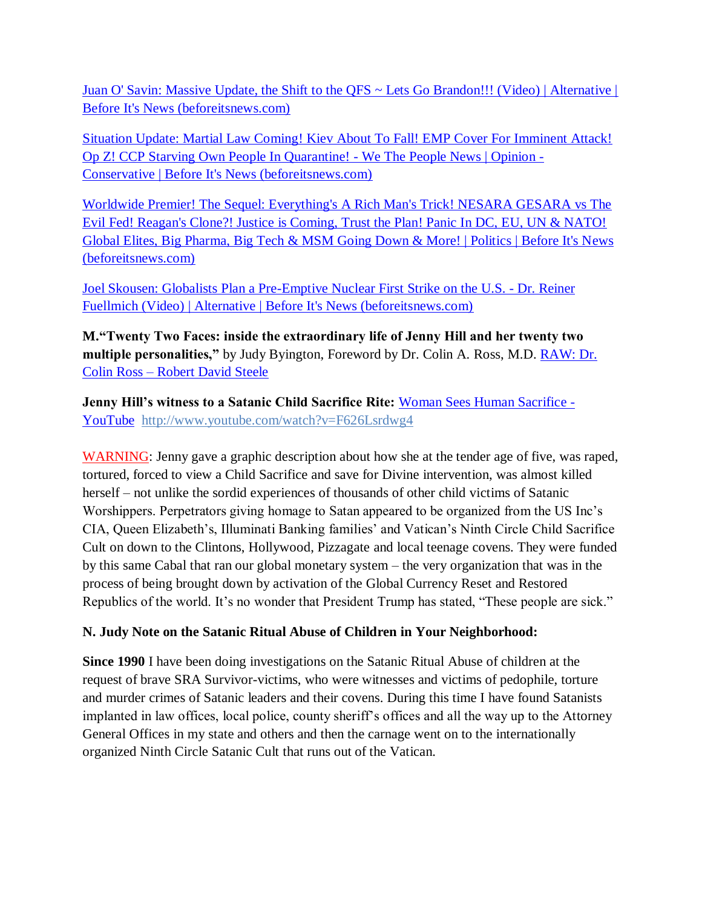[Juan O' Savin: Massive Update, the Shift to the QFS ~ Lets Go Brandon!!! (Video) | Alternative | Before It's News (beforeitsnews.com)]

[Situation Update: Martial Law Coming! Kiev About To Fall! EMP Cover For Imminent Attack! Op Z! CCP Starving Own People In Quarantine! - We The People News | Opinion - Conservative | Before It's News (beforeitsnews.com)]

[Worldwide Premier! The Sequel: Everything's A Rich Man's Trick! NESARA GESARA vs The Evil Fed! Reagan's Clone?! Justice is Coming, Trust the Plan! Panic In DC, EU, UN & NATO! Global Elites, Big Pharma, Big Tech & MSM Going Down & More! | Politics | Before It's News (beforeitsnews.com)]

[Joel Skousen: Globalists Plan a Pre-Emptive Nuclear First Strike on the U.S. - Dr. Reiner Fuellmich (Video) | Alternative | Before It's News (beforeitsnews.com)]

**M."Twenty Two Faces: inside the extraordinary life of Jenny Hill and her twenty two multiple personalities,"** by Judy Byington, Foreword by Dr. Colin A. Ross, M.D. [RAW: Dr. Colin Ross – Robert David Steele]

**Jenny Hill's witness to a Satanic Child Sacrifice Rite:** [Woman Sees Human Sacrifice - YouTube] http://www.youtube.com/watch?v=F626Lsrdwg4

WARNING: Jenny gave a graphic description about how she at the tender age of five, was raped, tortured, forced to view a Child Sacrifice and save for Divine intervention, was almost killed herself – not unlike the sordid experiences of thousands of other child victims of Satanic Worshippers. Perpetrators giving homage to Satan appeared to be organized from the US Inc's CIA, Queen Elizabeth's, Illuminati Banking families' and Vatican's Ninth Circle Child Sacrifice Cult on down to the Clintons, Hollywood, Pizzagate and local teenage covens. They were funded by this same Cabal that ran our global monetary system – the very organization that was in the process of being brought down by activation of the Global Currency Reset and Restored Republics of the world. It's no wonder that President Trump has stated, "These people are sick."

**N. Judy Note on the Satanic Ritual Abuse of Children in Your Neighborhood:**

**Since 1990** I have been doing investigations on the Satanic Ritual Abuse of children at the request of brave SRA Survivor-victims, who were witnesses and victims of pedophile, torture and murder crimes of Satanic leaders and their covens. During this time I have found Satanists implanted in law offices, local police, county sheriff's offices and all the way up to the Attorney General Offices in my state and others and then the carnage went on to the internationally organized Ninth Circle Satanic Cult that runs out of the Vatican.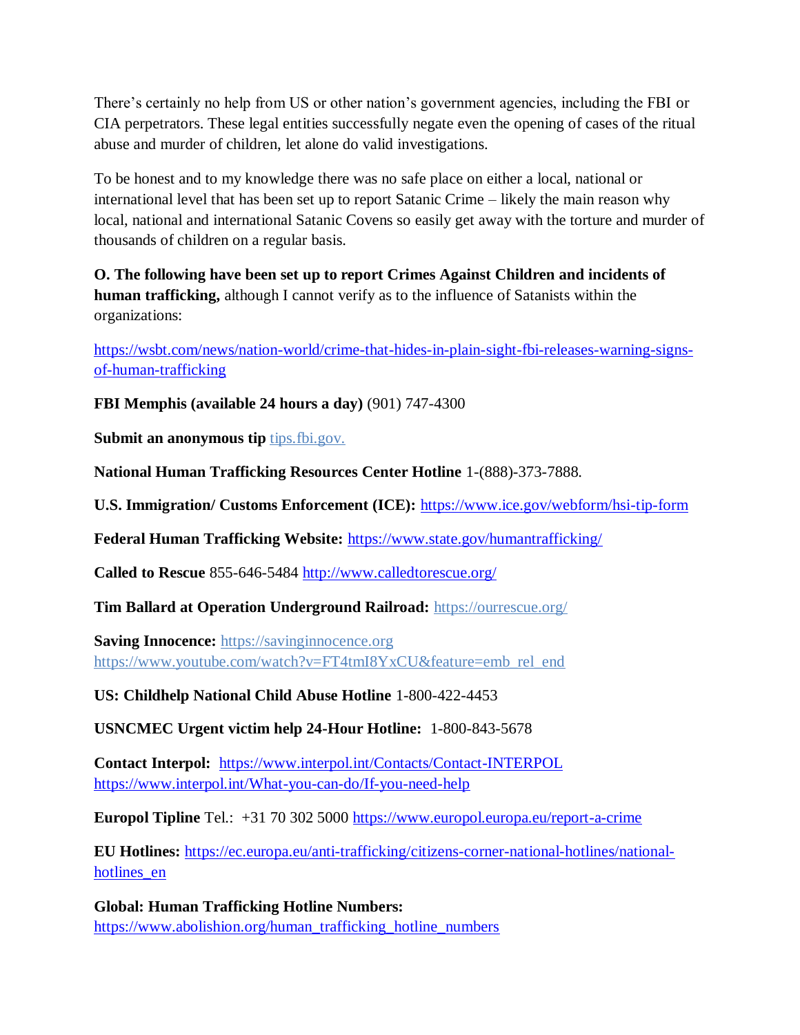There's certainly no help from US or other nation's government agencies, including the FBI or CIA perpetrators. These legal entities successfully negate even the opening of cases of the ritual abuse and murder of children, let alone do valid investigations.

To be honest and to my knowledge there was no safe place on either a local, national or international level that has been set up to report Satanic Crime – likely the main reason why local, national and international Satanic Covens so easily get away with the torture and murder of thousands of children on a regular basis.

**O. The following have been set up to report Crimes Against Children and incidents of human trafficking,** although I cannot verify as to the influence of Satanists within the organizations:

https://wsbt.com/news/nation-world/crime-that-hides-in-plain-sight-fbi-releases-warning-signs-of-human-trafficking

**FBI Memphis (available 24 hours a day)** (901) 747-4300

**Submit an anonymous tip** tips.fbi.gov.

**National Human Trafficking Resources Center Hotline** 1-(888)-373-7888.

**U.S. Immigration/ Customs Enforcement (ICE):** https://www.ice.gov/webform/hsi-tip-form

**Federal Human Trafficking Website:** https://www.state.gov/humantrafficking/

**Called to Rescue** 855-646-5484 http://www.calledtorescue.org/

**Tim Ballard at Operation Underground Railroad:** https://ourrescue.org/

**Saving Innocence:** https://savinginnocence.org
https://www.youtube.com/watch?v=FT4tmI8YxCU&feature=emb_rel_end

**US: Childhelp National Child Abuse Hotline** 1-800-422-4453

**USNCMEC Urgent victim help 24-Hour Hotline:** 1-800-843-5678

**Contact Interpol:** https://www.interpol.int/Contacts/Contact-INTERPOL
https://www.interpol.int/What-you-can-do/If-you-need-help

**Europol Tipline** Tel.: +31 70 302 5000 https://www.europol.europa.eu/report-a-crime

**EU Hotlines:** https://ec.europa.eu/anti-trafficking/citizens-corner-national-hotlines/national-hotlines_en

**Global: Human Trafficking Hotline Numbers:**
https://www.abolishion.org/human_trafficking_hotline_numbers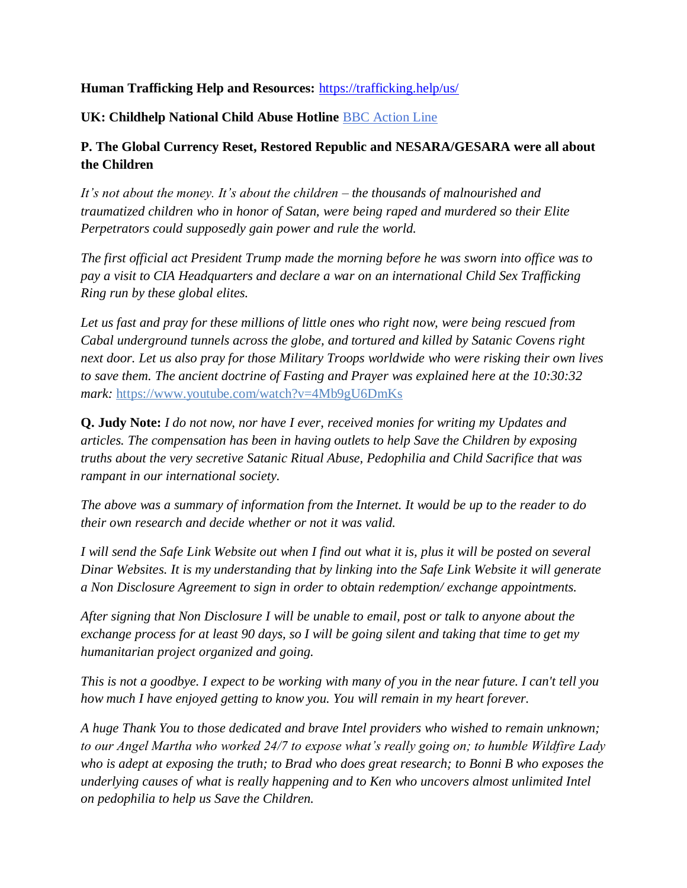**Human Trafficking Help and Resources:** [https://trafficking.help/us/](https://trafficking.help/us/)

**UK: Childhelp National Child Abuse Hotline** [BBC Action Line](#)

**P. The Global Currency Reset, Restored Republic and NESARA/GESARA were all about the Children**

*It's not about the money. It's about the children – the thousands of malnourished and traumatized children who in honor of Satan, were being raped and murdered so their Elite Perpetrators could supposedly gain power and rule the world.*

*The first official act President Trump made the morning before he was sworn into office was to pay a visit to CIA Headquarters and declare a war on an international Child Sex Trafficking Ring run by these global elites.*

*Let us fast and pray for these millions of little ones who right now, were being rescued from Cabal underground tunnels across the globe, and tortured and killed by Satanic Covens right next door. Let us also pray for those Military Troops worldwide who were risking their own lives to save them. The ancient doctrine of Fasting and Prayer was explained here at the 10:30:32 mark:* [https://www.youtube.com/watch?v=4Mb9gU6DmKs](https://www.youtube.com/watch?v=4Mb9gU6DmKs)

**Q. Judy Note:** *I do not now, nor have I ever, received monies for writing my Updates and articles. The compensation has been in having outlets to help Save the Children by exposing truths about the very secretive Satanic Ritual Abuse, Pedophilia and Child Sacrifice that was rampant in our international society.*

*The above was a summary of information from the Internet. It would be up to the reader to do their own research and decide whether or not it was valid.*

*I will send the Safe Link Website out when I find out what it is, plus it will be posted on several Dinar Websites. It is my understanding that by linking into the Safe Link Website it will generate a Non Disclosure Agreement to sign in order to obtain redemption/ exchange appointments.*

*After signing that Non Disclosure I will be unable to email, post or talk to anyone about the exchange process for at least 90 days, so I will be going silent and taking that time to get my humanitarian project organized and going.*

*This is not a goodbye. I expect to be working with many of you in the near future. I can't tell you how much I have enjoyed getting to know you. You will remain in my heart forever.*

*A huge Thank You to those dedicated and brave Intel providers who wished to remain unknown; to our Angel Martha who worked 24/7 to expose what's really going on; to humble Wildfire Lady who is adept at exposing the truth; to Brad who does great research; to Bonni B who exposes the underlying causes of what is really happening and to Ken who uncovers almost unlimited Intel on pedophilia to help us Save the Children.*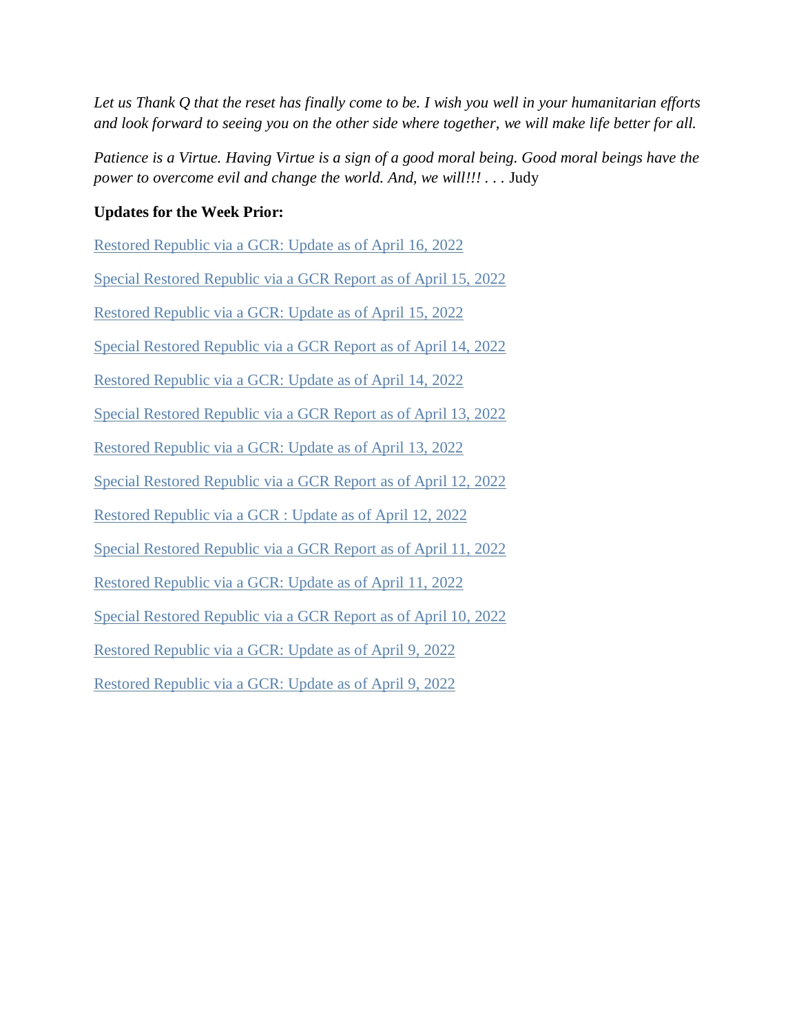*Let us Thank Q that the reset has finally come to be. I wish you well in your humanitarian efforts and look forward to seeing you on the other side where together, we will make life better for all.*

*Patience is a Virtue. Having Virtue is a sign of a good moral being. Good moral beings have the power to overcome evil and change the world. And, we will!!! . . .* Judy

**Updates for the Week Prior:**

Restored Republic via a GCR: Update as of April 16, 2022

Special Restored Republic via a GCR Report as of April 15, 2022

Restored Republic via a GCR: Update as of April 15, 2022

Special Restored Republic via a GCR Report as of April 14, 2022

Restored Republic via a GCR: Update as of April 14, 2022

Special Restored Republic via a GCR Report as of April 13, 2022

Restored Republic via a GCR: Update as of April 13, 2022

Special Restored Republic via a GCR Report as of April 12, 2022

Restored Republic via a GCR : Update as of April 12, 2022

Special Restored Republic via a GCR Report as of April 11, 2022

Restored Republic via a GCR: Update as of April 11, 2022

Special Restored Republic via a GCR Report as of April 10, 2022

Restored Republic via a GCR: Update as of April 9, 2022

Restored Republic via a GCR: Update as of April 9, 2022